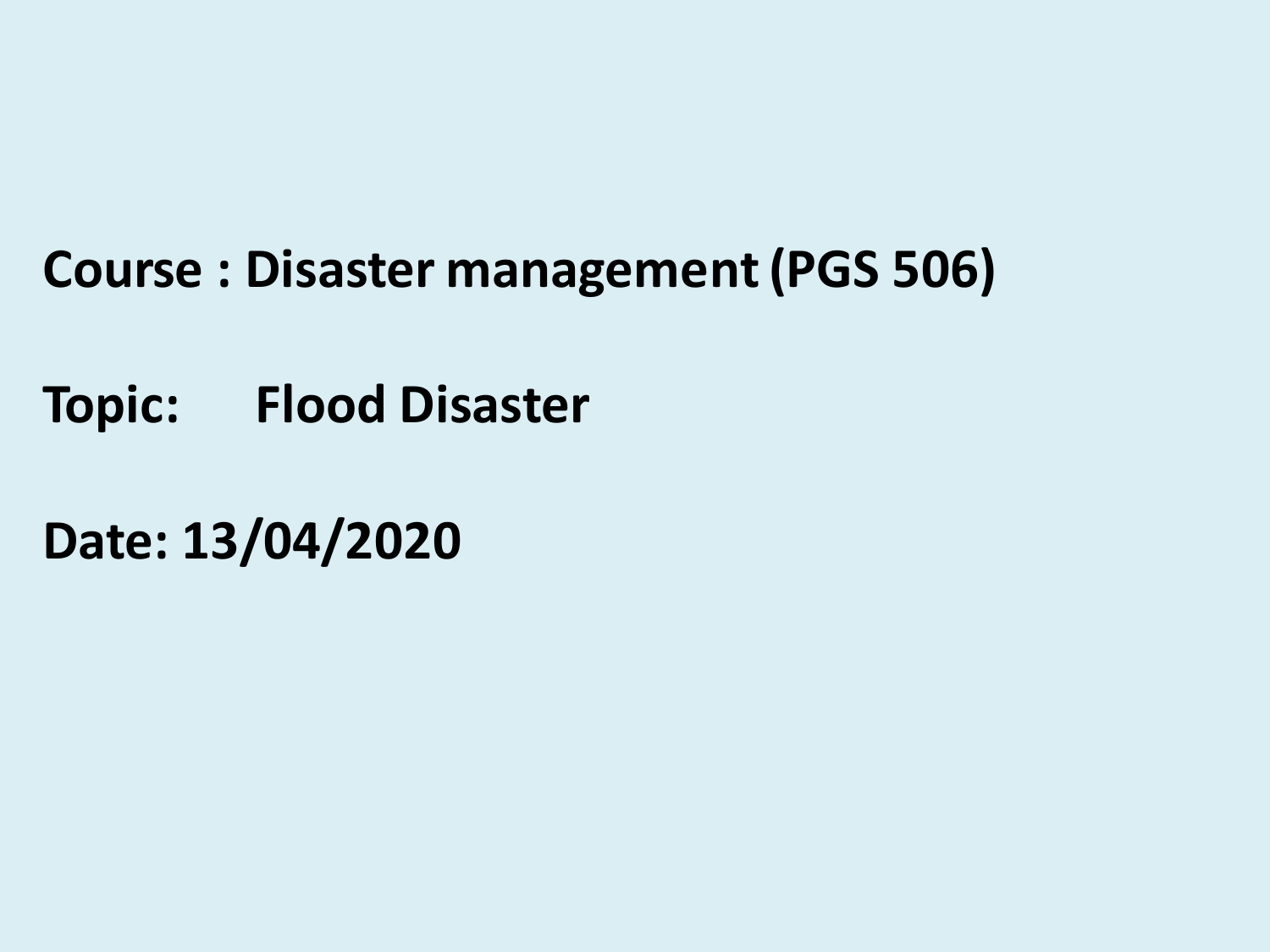**Course : Disaster management (PGS 506)**

**Topic: Flood Disaster**

**Date: 13/04/2020**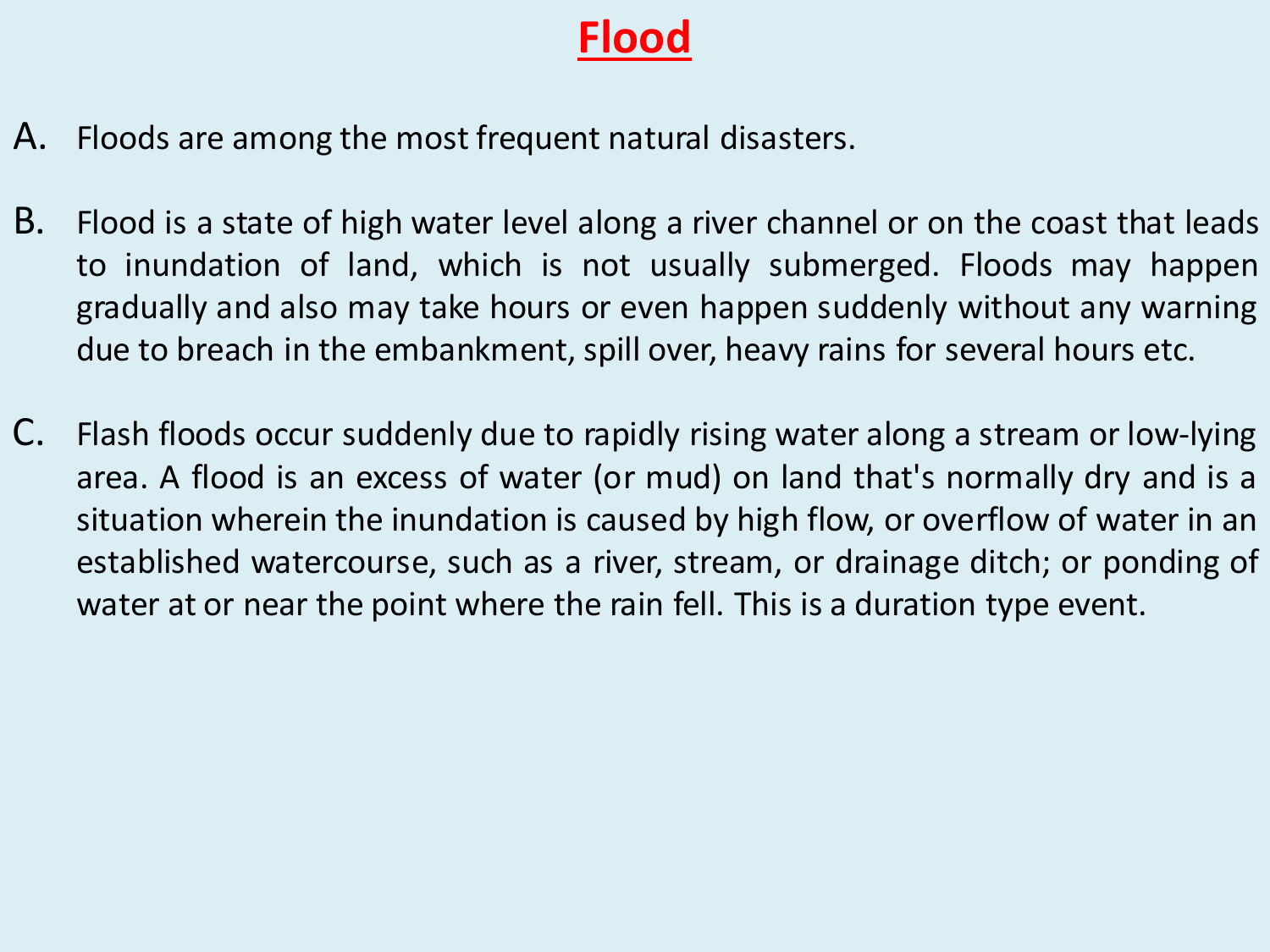# Flood

A. Floods are among the most frequent natural disasters.

B. Flood is a state of high water level along a river channel or on the coast that leads to inundation of land, which is not usually submerged. Floods may happen gradually and also may take hours or even happen suddenly without any warning due to breach in the embankment, spill over, heavy rains for several hours etc.

C. Flash floods occur suddenly due to rapidly rising water along a stream or low-lying area. A flood is an excess of water (or mud) on land that's normally dry and is a situation wherein the inundation is caused by high flow, or overflow of water in an established watercourse, such as a river, stream, or drainage ditch; or ponding of water at or near the point where the rain fell. This is a duration type event.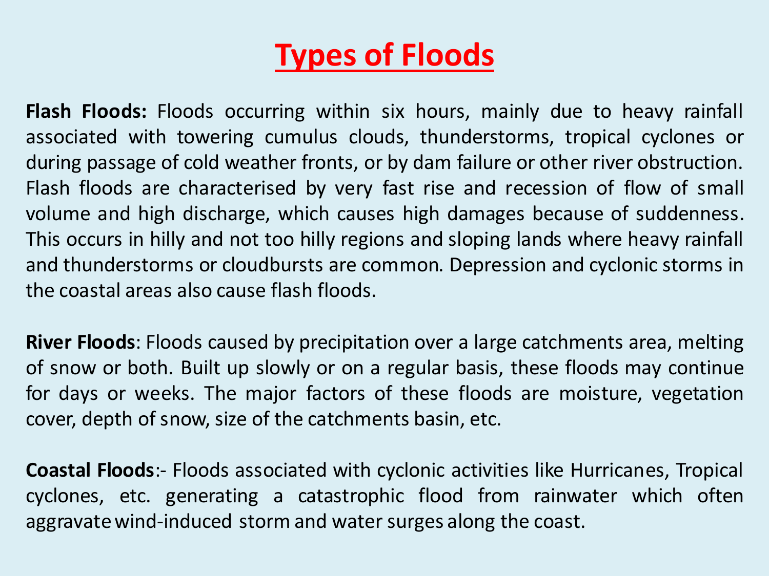# Types of Floods

**Flash Floods:** Floods occurring within six hours, mainly due to heavy rainfall associated with towering cumulus clouds, thunderstorms, tropical cyclones or during passage of cold weather fronts, or by dam failure or other river obstruction. Flash floods are characterised by very fast rise and recession of flow of small volume and high discharge, which causes high damages because of suddenness. This occurs in hilly and not too hilly regions and sloping lands where heavy rainfall and thunderstorms or cloudbursts are common. Depression and cyclonic storms in the coastal areas also cause flash floods.

**River Floods**: Floods caused by precipitation over a large catchments area, melting of snow or both. Built up slowly or on a regular basis, these floods may continue for days or weeks. The major factors of these floods are moisture, vegetation cover, depth of snow, size of the catchments basin, etc.

**Coastal Floods**:- Floods associated with cyclonic activities like Hurricanes, Tropical cyclones, etc. generating a catastrophic flood from rainwater which often aggravate wind-induced storm and water surges along the coast.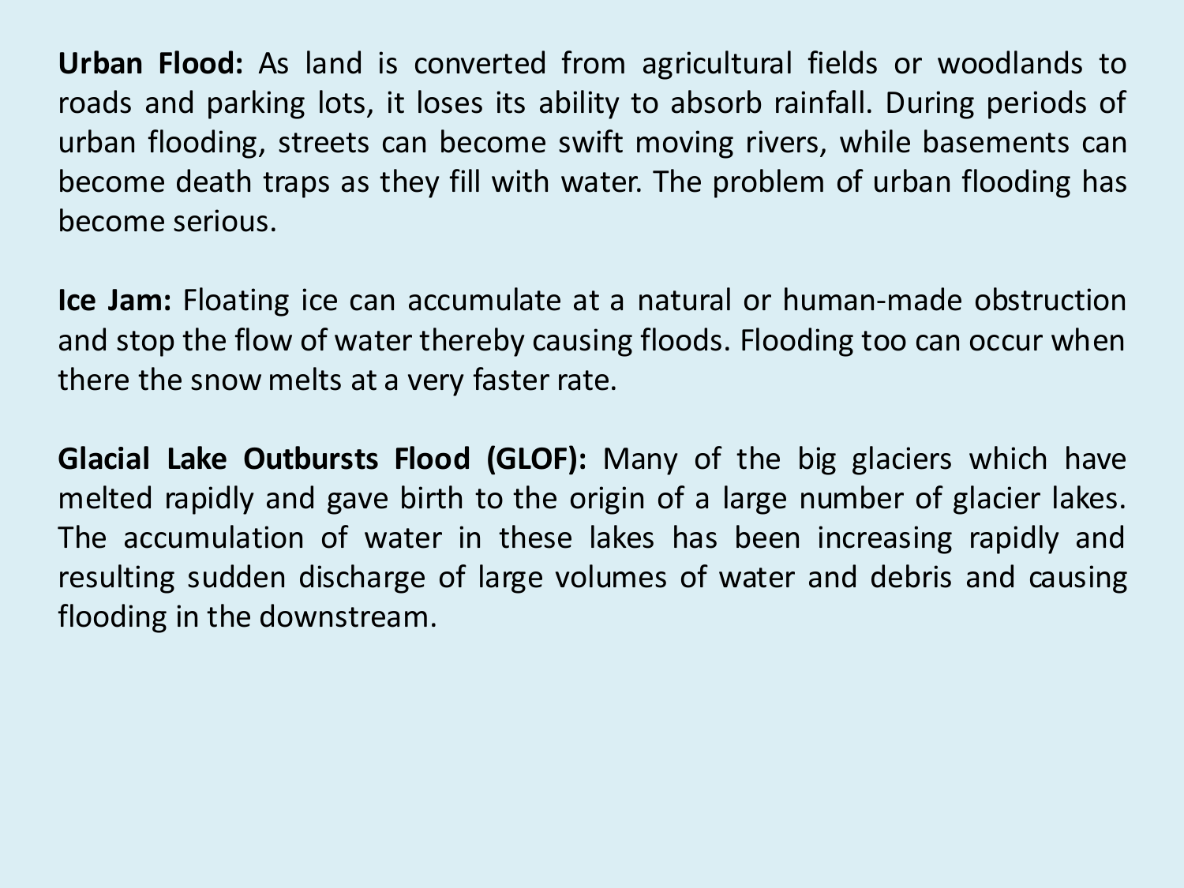**Urban Flood:** As land is converted from agricultural fields or woodlands to roads and parking lots, it loses its ability to absorb rainfall. During periods of urban flooding, streets can become swift moving rivers, while basements can become death traps as they fill with water. The problem of urban flooding has become serious.

**Ice Jam:** Floating ice can accumulate at a natural or human-made obstruction and stop the flow of water thereby causing floods. Flooding too can occur when there the snow melts at a very faster rate.

**Glacial Lake Outbursts Flood (GLOF):** Many of the big glaciers which have melted rapidly and gave birth to the origin of a large number of glacier lakes. The accumulation of water in these lakes has been increasing rapidly and resulting sudden discharge of large volumes of water and debris and causing flooding in the downstream.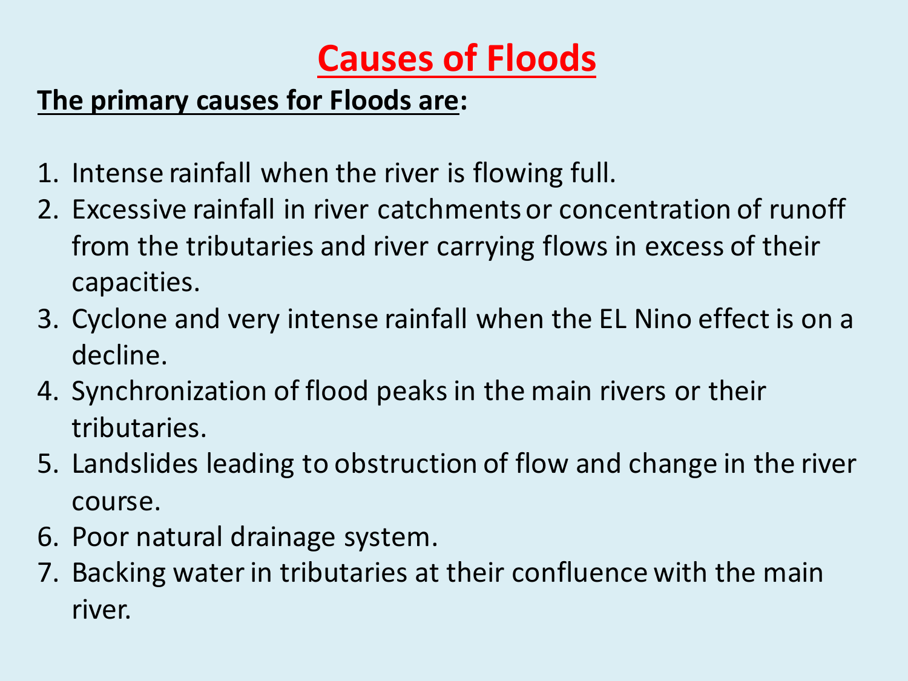# Causes of Floods

**The primary causes for Floods are:**

1. Intense rainfall when the river is flowing full.
2. Excessive rainfall in river catchments or concentration of runoff from the tributaries and river carrying flows in excess of their capacities.
3. Cyclone and very intense rainfall when the EL Nino effect is on a decline.
4. Synchronization of flood peaks in the main rivers or their tributaries.
5. Landslides leading to obstruction of flow and change in the river course.
6. Poor natural drainage system.
7. Backing water in tributaries at their confluence with the main river.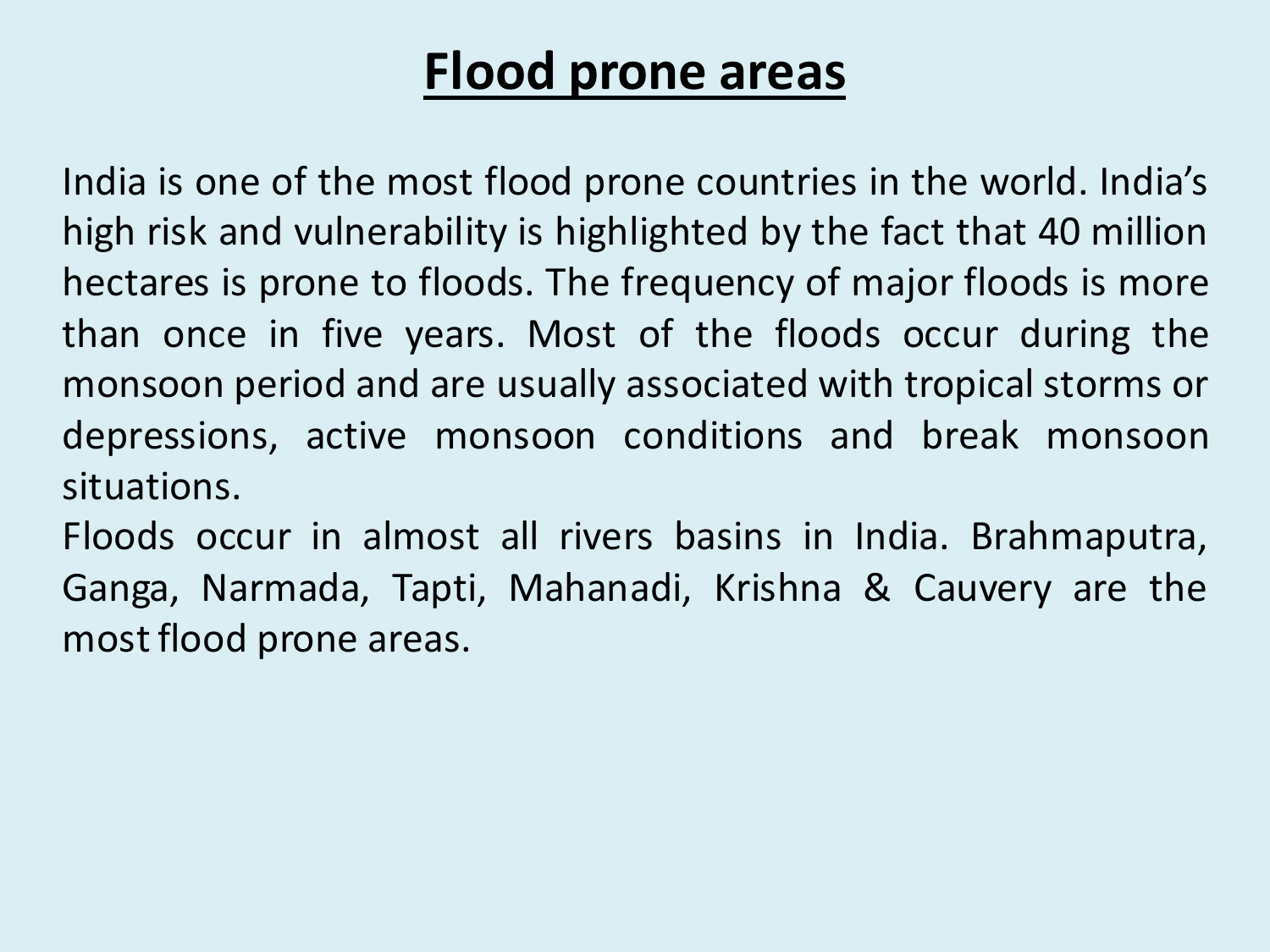# Flood prone areas

India is one of the most flood prone countries in the world. India's high risk and vulnerability is highlighted by the fact that 40 million hectares is prone to floods. The frequency of major floods is more than once in five years. Most of the floods occur during the monsoon period and are usually associated with tropical storms or depressions, active monsoon conditions and break monsoon situations.

Floods occur in almost all rivers basins in India. Brahmaputra, Ganga, Narmada, Tapti, Mahanadi, Krishna & Cauvery are the most flood prone areas.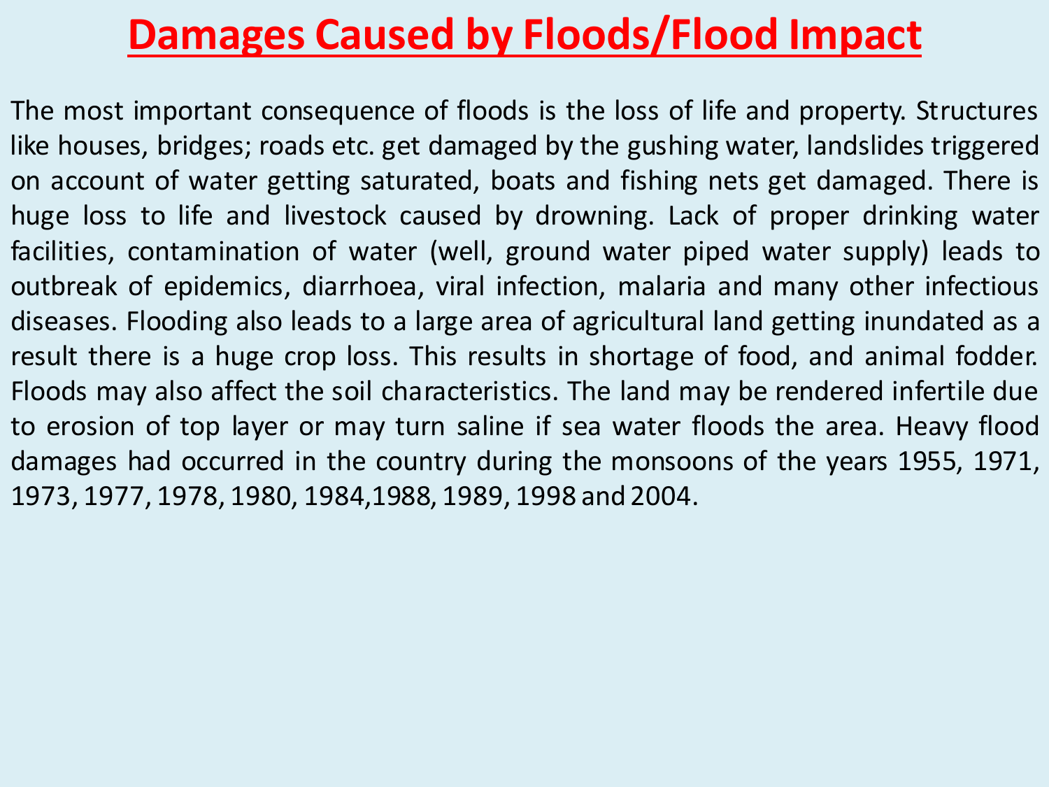# Damages Caused by Floods/Flood Impact

The most important consequence of floods is the loss of life and property. Structures like houses, bridges; roads etc. get damaged by the gushing water, landslides triggered on account of water getting saturated, boats and fishing nets get damaged. There is huge loss to life and livestock caused by drowning. Lack of proper drinking water facilities, contamination of water (well, ground water piped water supply) leads to outbreak of epidemics, diarrhoea, viral infection, malaria and many other infectious diseases. Flooding also leads to a large area of agricultural land getting inundated as a result there is a huge crop loss. This results in shortage of food, and animal fodder. Floods may also affect the soil characteristics. The land may be rendered infertile due to erosion of top layer or may turn saline if sea water floods the area. Heavy flood damages had occurred in the country during the monsoons of the years 1955, 1971, 1973, 1977, 1978, 1980, 1984,1988, 1989, 1998 and 2004.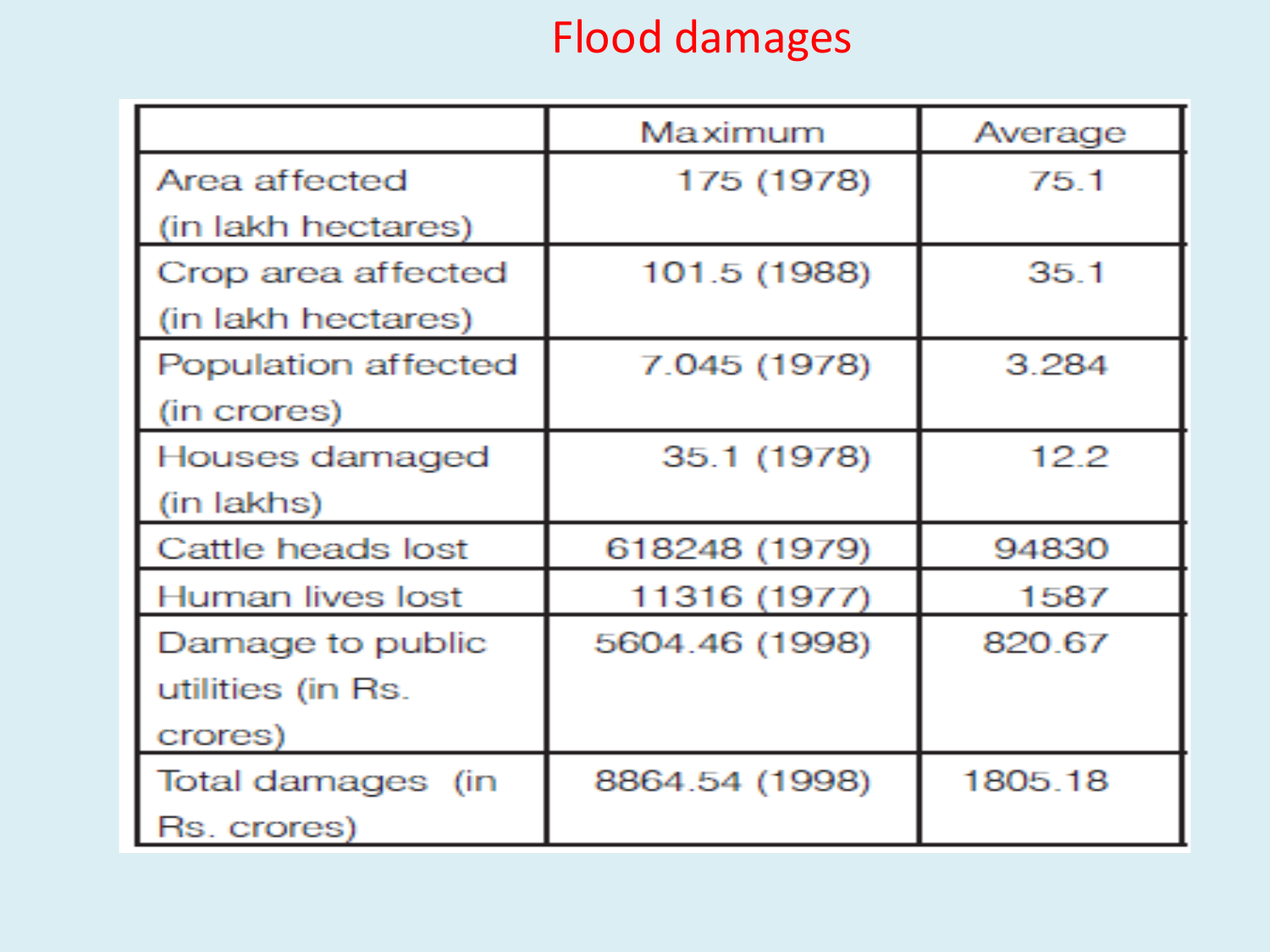# Flood damages

| | Maximum | Average |
|---|---|---|
| Area affected (in lakh hectares) | 175 (1978) | 75.1 |
| Crop area affected (in lakh hectares) | 101.5 (1988) | 35.1 |
| Population affected (in crores) | 7.045 (1978) | 3.284 |
| Houses damaged (in lakhs) | 35.1 (1978) | 12.2 |
| Cattle heads lost | 618248 (1979) | 94830 |
| Human lives lost | 11316 (1977) | 1587 |
| Damage to public utilities (in Rs. crores) | 5604.46 (1998) | 820.67 |
| Total damages (in Rs. crores) | 8864.54 (1998) | 1805.18 |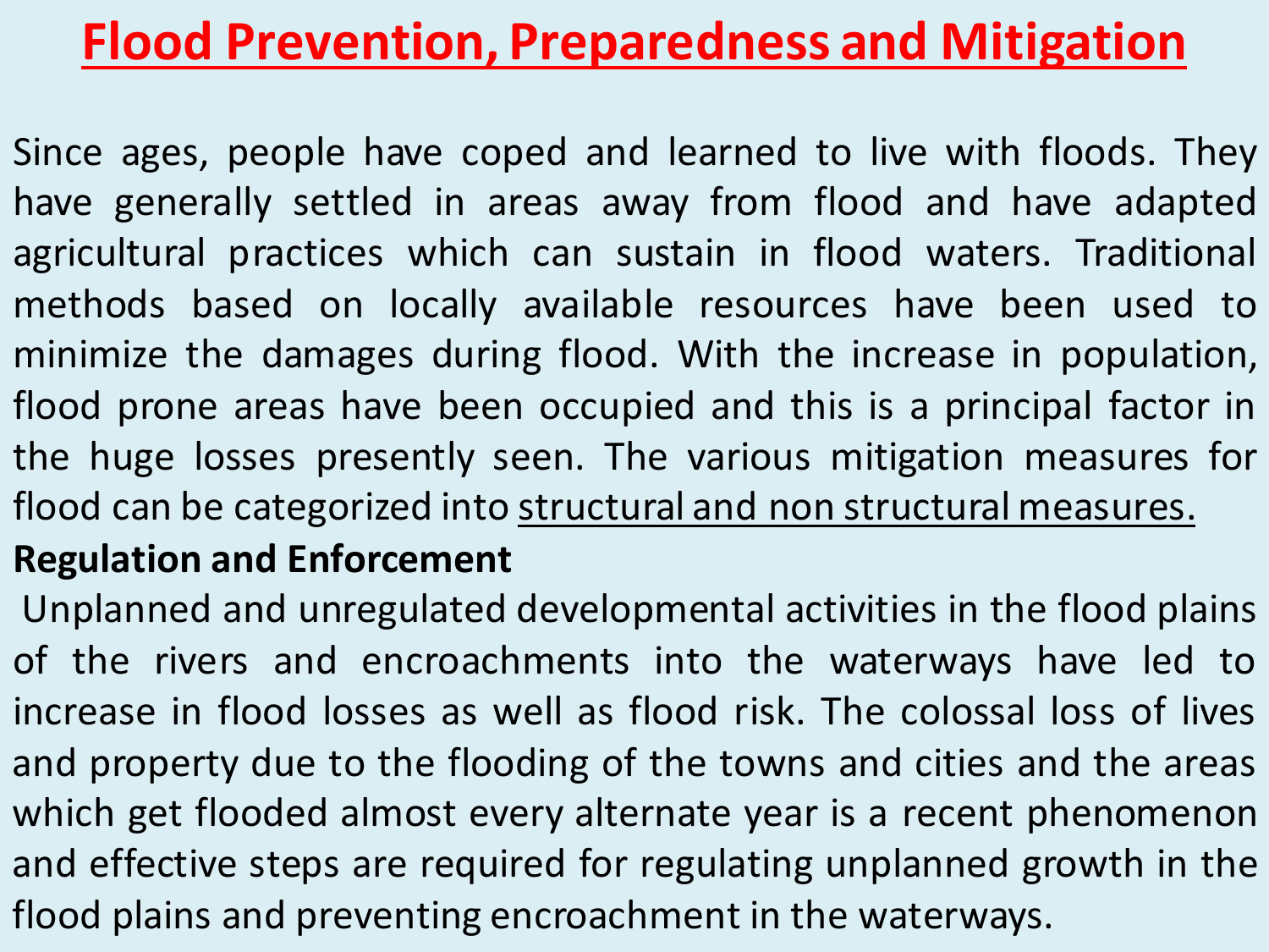# Flood Prevention, Preparedness and Mitigation

Since ages, people have coped and learned to live with floods. They have generally settled in areas away from flood and have adapted agricultural practices which can sustain in flood waters. Traditional methods based on locally available resources have been used to minimize the damages during flood. With the increase in population, flood prone areas have been occupied and this is a principal factor in the huge losses presently seen. The various mitigation measures for flood can be categorized into structural and non structural measures.

**Regulation and Enforcement**

Unplanned and unregulated developmental activities in the flood plains of the rivers and encroachments into the waterways have led to increase in flood losses as well as flood risk. The colossal loss of lives and property due to the flooding of the towns and cities and the areas which get flooded almost every alternate year is a recent phenomenon and effective steps are required for regulating unplanned growth in the flood plains and preventing encroachment in the waterways.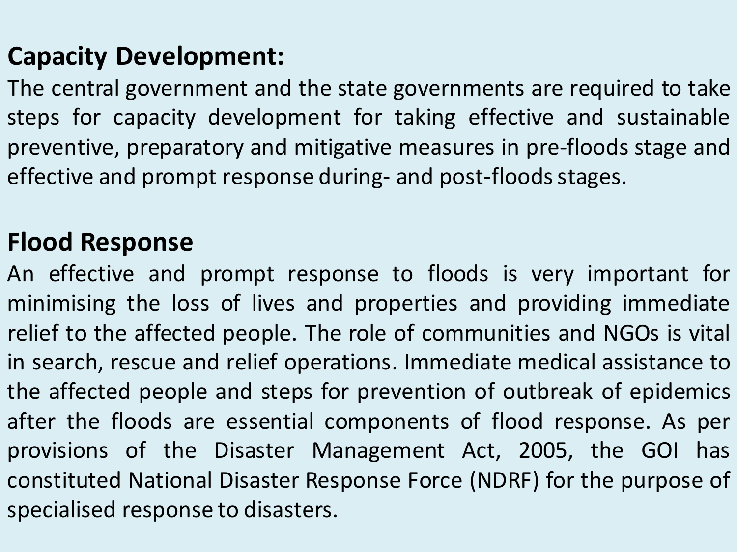## Capacity Development:

The central government and the state governments are required to take steps for capacity development for taking effective and sustainable preventive, preparatory and mitigative measures in pre-floods stage and effective and prompt response during- and post-floods stages.

## Flood Response

An effective and prompt response to floods is very important for minimising the loss of lives and properties and providing immediate relief to the affected people. The role of communities and NGOs is vital in search, rescue and relief operations. Immediate medical assistance to the affected people and steps for prevention of outbreak of epidemics after the floods are essential components of flood response. As per provisions of the Disaster Management Act, 2005, the GOI has constituted National Disaster Response Force (NDRF) for the purpose of specialised response to disasters.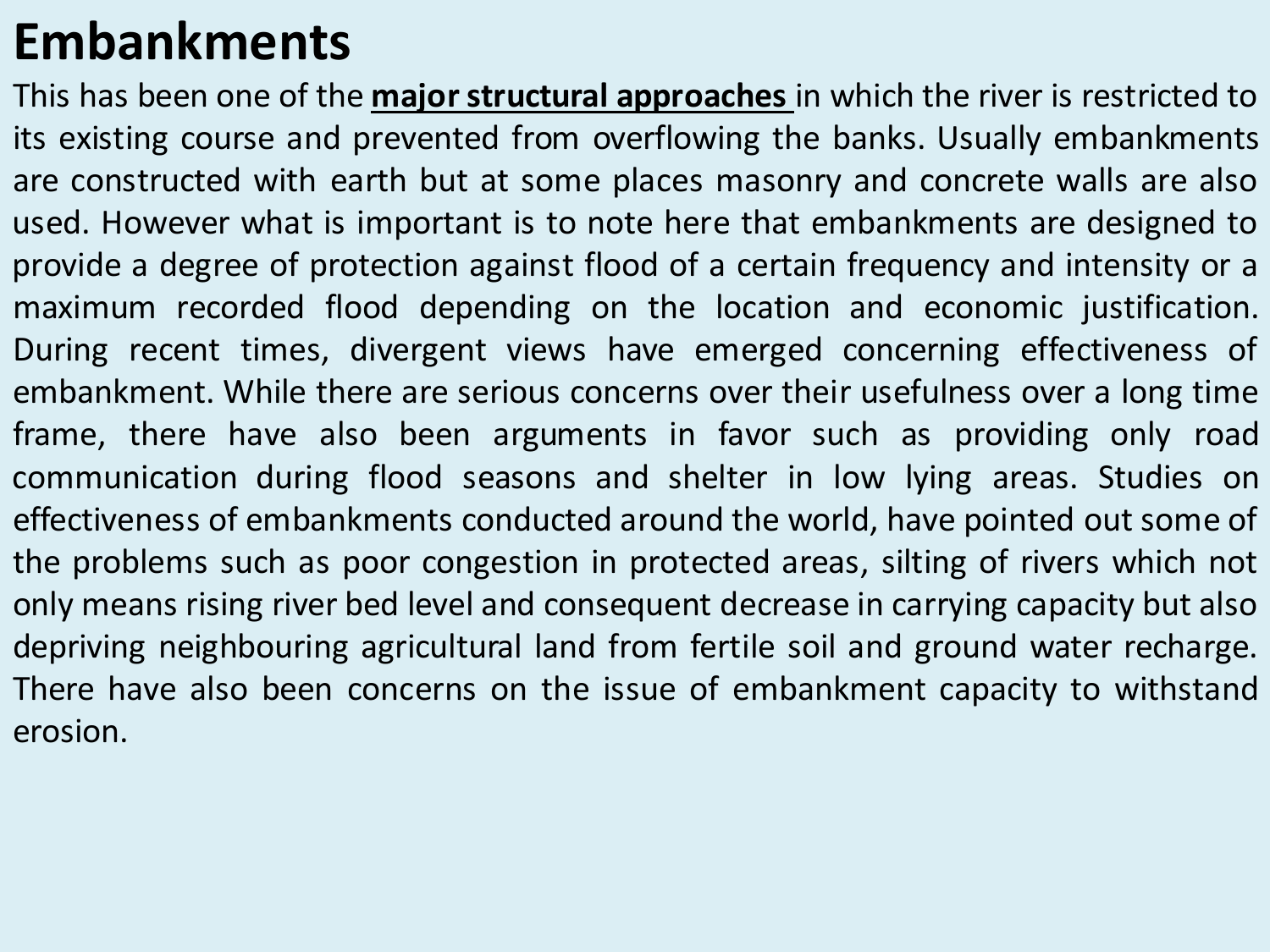# Embankments

This has been one of the **major structural approaches** in which the river is restricted to its existing course and prevented from overflowing the banks. Usually embankments are constructed with earth but at some places masonry and concrete walls are also used. However what is important is to note here that embankments are designed to provide a degree of protection against flood of a certain frequency and intensity or a maximum recorded flood depending on the location and economic justification. During recent times, divergent views have emerged concerning effectiveness of embankment. While there are serious concerns over their usefulness over a long time frame, there have also been arguments in favor such as providing only road communication during flood seasons and shelter in low lying areas. Studies on effectiveness of embankments conducted around the world, have pointed out some of the problems such as poor congestion in protected areas, silting of rivers which not only means rising river bed level and consequent decrease in carrying capacity but also depriving neighbouring agricultural land from fertile soil and ground water recharge. There have also been concerns on the issue of embankment capacity to withstand erosion.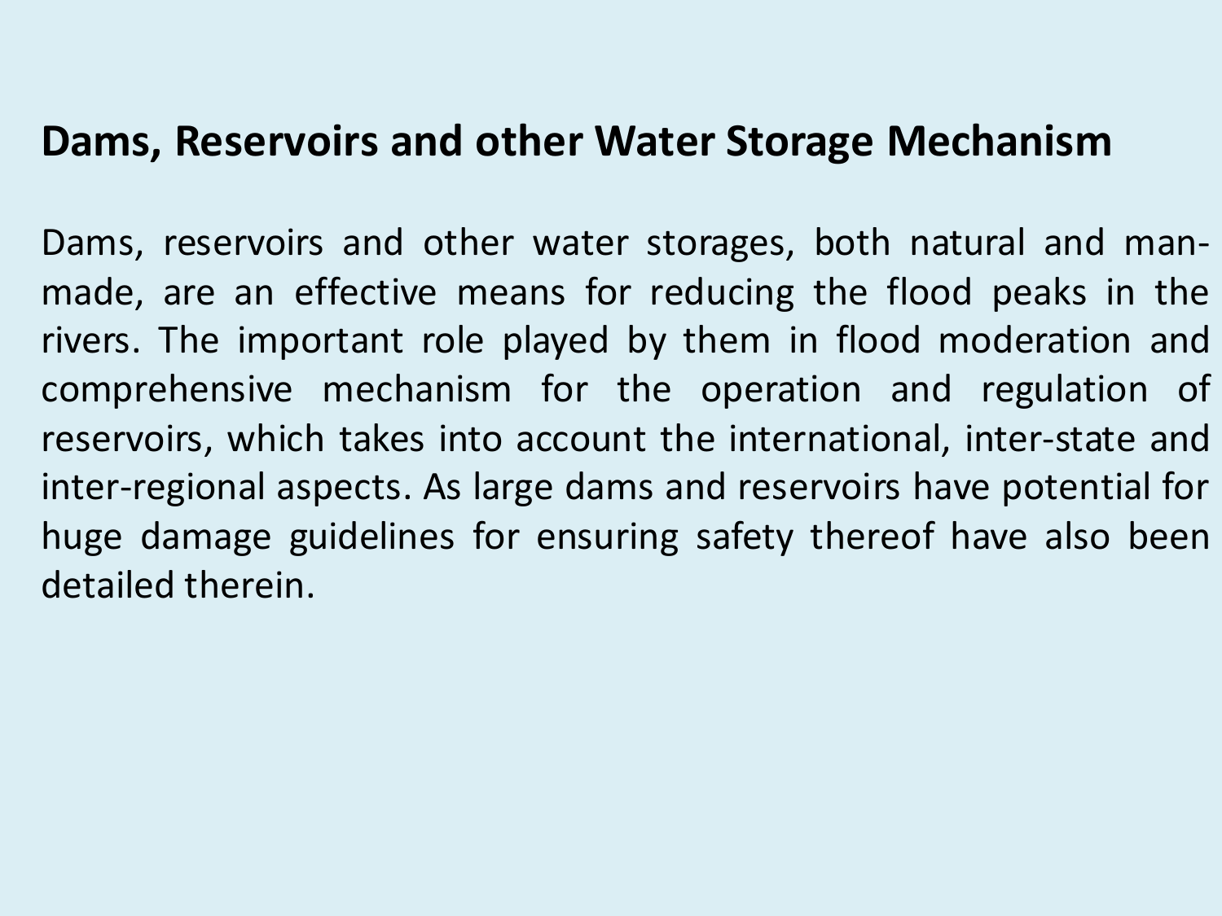## Dams, Reservoirs and other Water Storage Mechanism

Dams, reservoirs and other water storages, both natural and man-made, are an effective means for reducing the flood peaks in the rivers. The important role played by them in flood moderation and comprehensive mechanism for the operation and regulation of reservoirs, which takes into account the international, inter-state and inter-regional aspects. As large dams and reservoirs have potential for huge damage guidelines for ensuring safety thereof have also been detailed therein.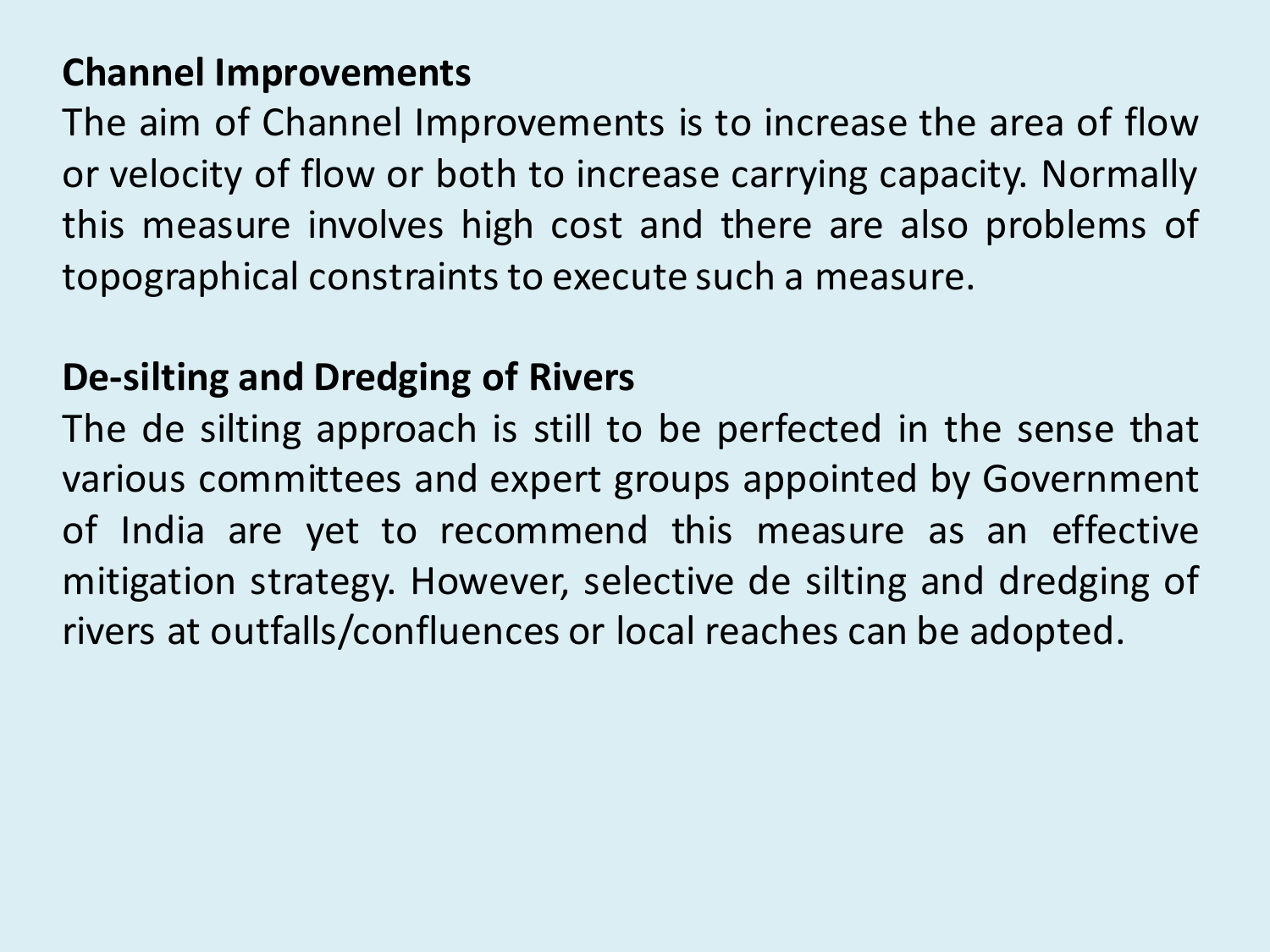**Channel Improvements**

The aim of Channel Improvements is to increase the area of flow or velocity of flow or both to increase carrying capacity. Normally this measure involves high cost and there are also problems of topographical constraints to execute such a measure.

**De-silting and Dredging of Rivers**

The de silting approach is still to be perfected in the sense that various committees and expert groups appointed by Government of India are yet to recommend this measure as an effective mitigation strategy. However, selective de silting and dredging of rivers at outfalls/confluences or local reaches can be adopted.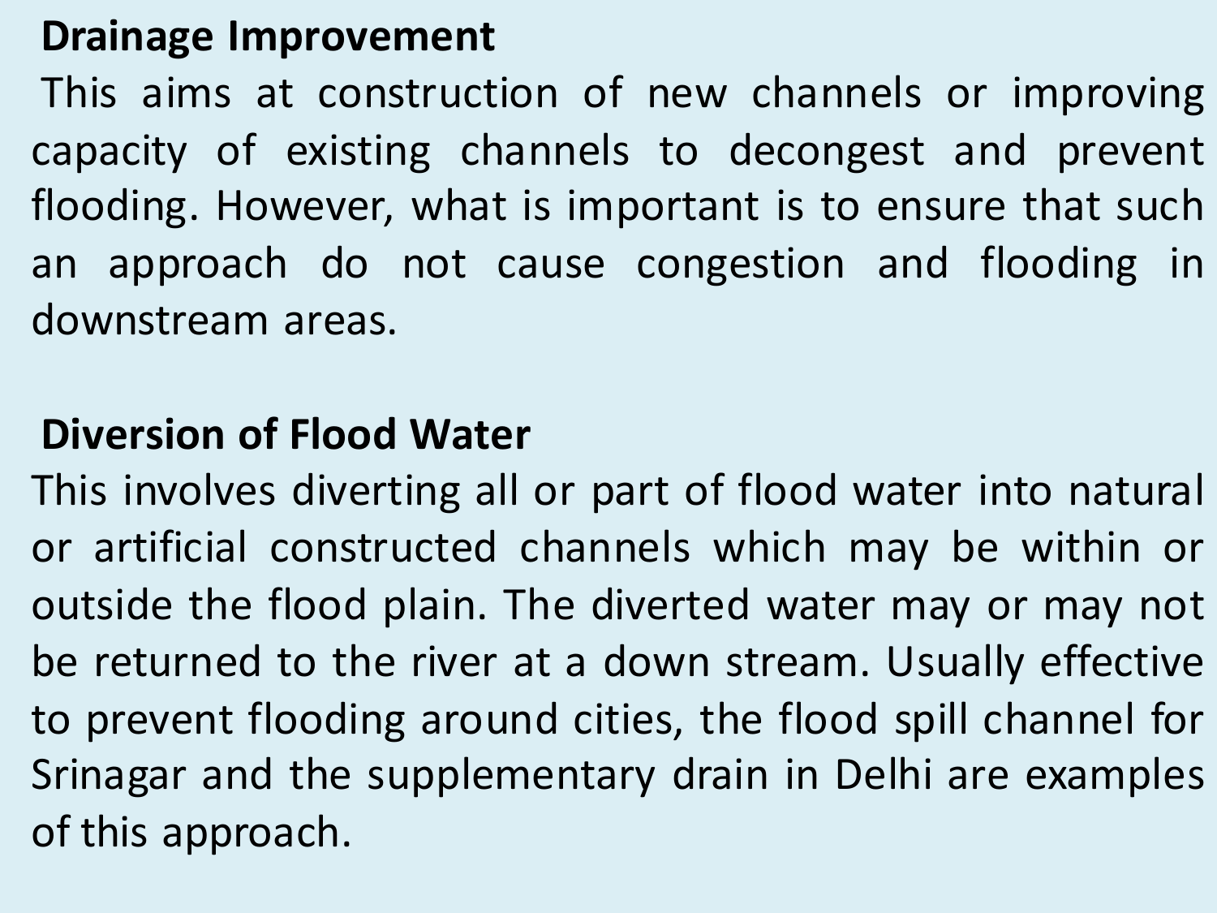## Drainage Improvement

This aims at construction of new channels or improving capacity of existing channels to decongest and prevent flooding. However, what is important is to ensure that such an approach do not cause congestion and flooding in downstream areas.

## Diversion of Flood Water

This involves diverting all or part of flood water into natural or artificial constructed channels which may be within or outside the flood plain. The diverted water may or may not be returned to the river at a down stream. Usually effective to prevent flooding around cities, the flood spill channel for Srinagar and the supplementary drain in Delhi are examples of this approach.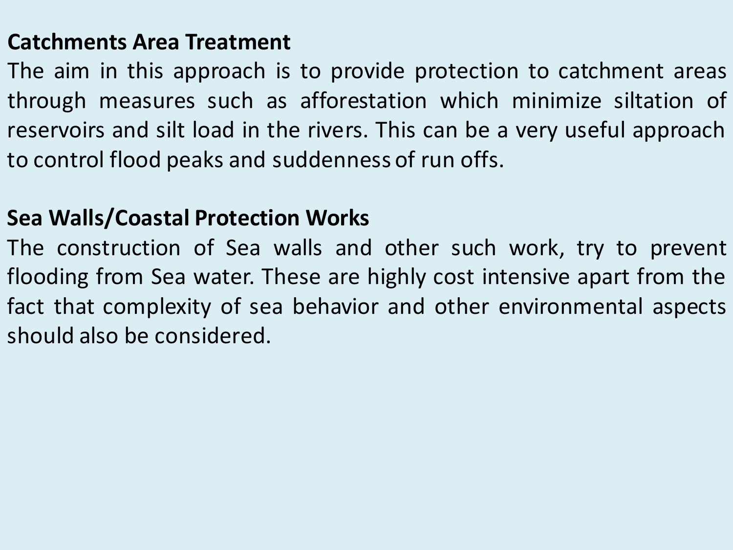**Catchments Area Treatment**

The aim in this approach is to provide protection to catchment areas through measures such as afforestation which minimize siltation of reservoirs and silt load in the rivers. This can be a very useful approach to control flood peaks and suddenness of run offs.

**Sea Walls/Coastal Protection Works**

The construction of Sea walls and other such work, try to prevent flooding from Sea water. These are highly cost intensive apart from the fact that complexity of sea behavior and other environmental aspects should also be considered.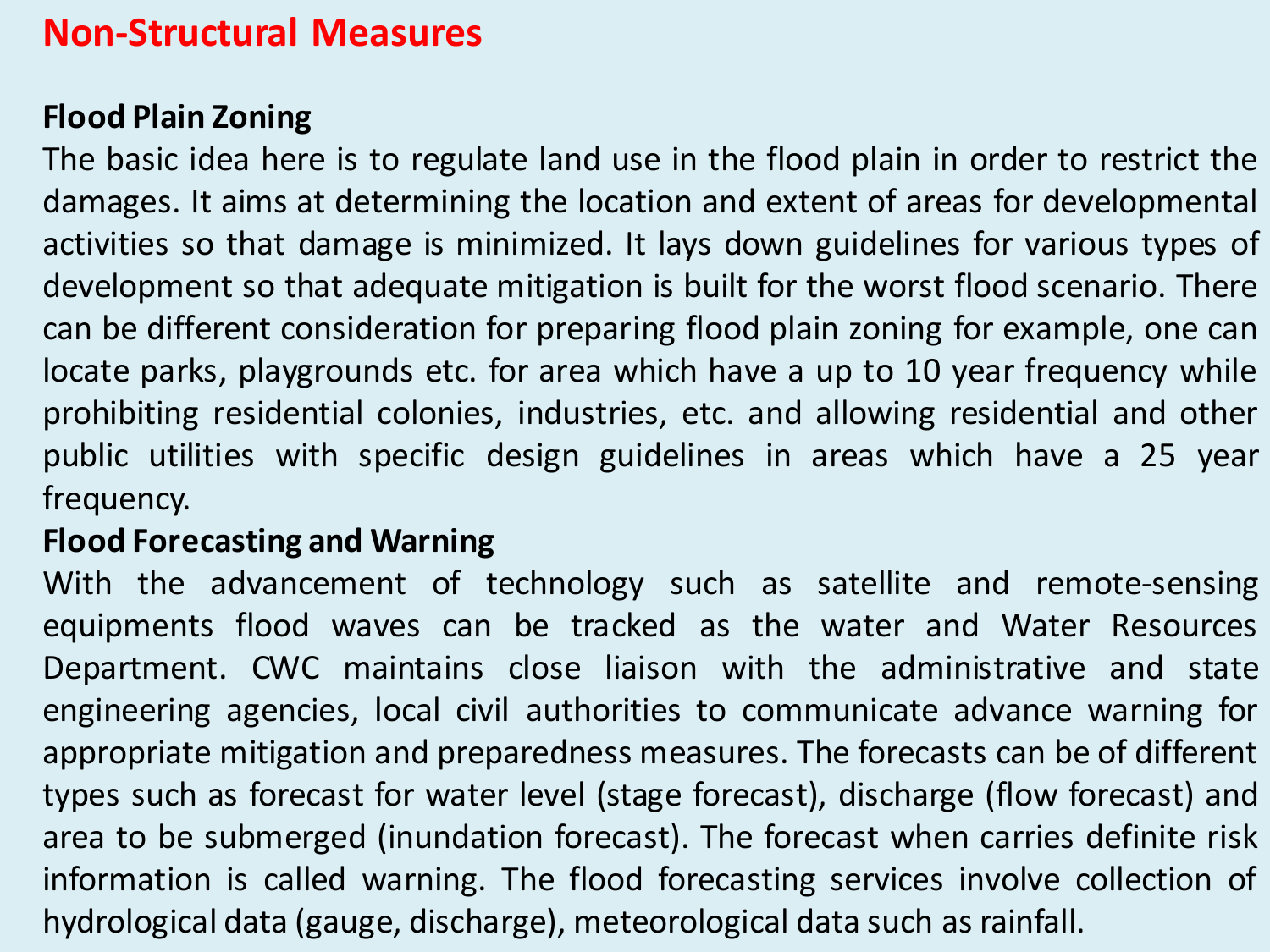## Non-Structural Measures

**Flood Plain Zoning**

The basic idea here is to regulate land use in the flood plain in order to restrict the damages. It aims at determining the location and extent of areas for developmental activities so that damage is minimized. It lays down guidelines for various types of development so that adequate mitigation is built for the worst flood scenario. There can be different consideration for preparing flood plain zoning for example, one can locate parks, playgrounds etc. for area which have a up to 10 year frequency while prohibiting residential colonies, industries, etc. and allowing residential and other public utilities with specific design guidelines in areas which have a 25 year frequency.

**Flood Forecasting and Warning**

With the advancement of technology such as satellite and remote-sensing equipments flood waves can be tracked as the water and Water Resources Department. CWC maintains close liaison with the administrative and state engineering agencies, local civil authorities to communicate advance warning for appropriate mitigation and preparedness measures. The forecasts can be of different types such as forecast for water level (stage forecast), discharge (flow forecast) and area to be submerged (inundation forecast). The forecast when carries definite risk information is called warning. The flood forecasting services involve collection of hydrological data (gauge, discharge), meteorological data such as rainfall.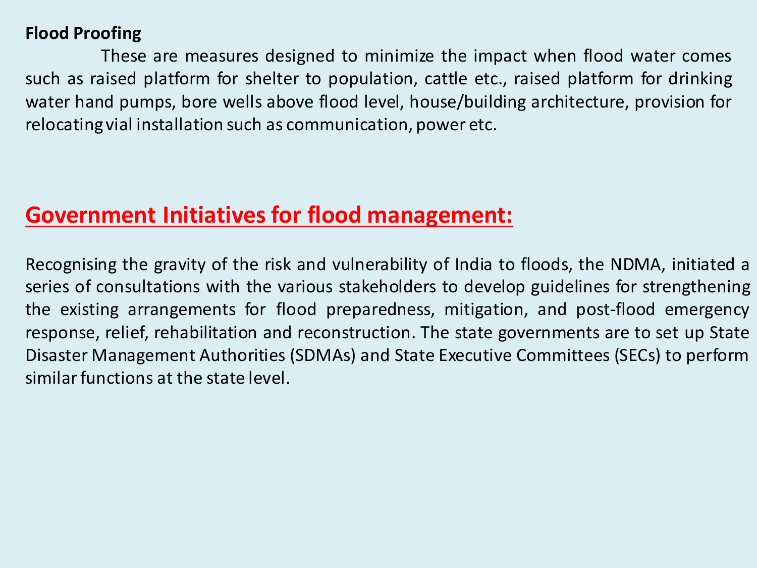**Flood Proofing**

These are measures designed to minimize the impact when flood water comes such as raised platform for shelter to population, cattle etc., raised platform for drinking water hand pumps, bore wells above flood level, house/building architecture, provision for relocating vial installation such as communication, power etc.

## Government Initiatives for flood management:

Recognising the gravity of the risk and vulnerability of India to floods, the NDMA, initiated a series of consultations with the various stakeholders to develop guidelines for strengthening the existing arrangements for flood preparedness, mitigation, and post-flood emergency response, relief, rehabilitation and reconstruction. The state governments are to set up State Disaster Management Authorities (SDMAs) and State Executive Committees (SECs) to perform similar functions at the state level.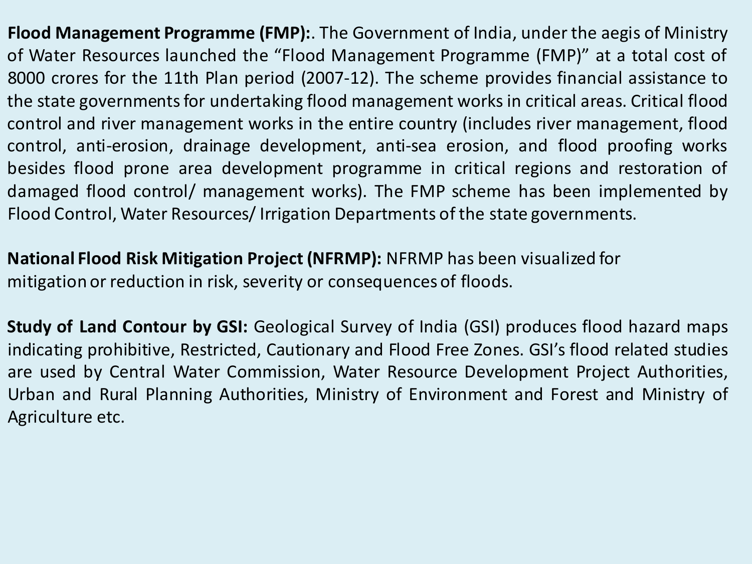**Flood Management Programme (FMP):**. The Government of India, under the aegis of Ministry of Water Resources launched the "Flood Management Programme (FMP)" at a total cost of 8000 crores for the 11th Plan period (2007-12). The scheme provides financial assistance to the state governments for undertaking flood management works in critical areas. Critical flood control and river management works in the entire country (includes river management, flood control, anti-erosion, drainage development, anti-sea erosion, and flood proofing works besides flood prone area development programme in critical regions and restoration of damaged flood control/ management works). The FMP scheme has been implemented by Flood Control, Water Resources/ Irrigation Departments of the state governments.

**National Flood Risk Mitigation Project (NFRMP):** NFRMP has been visualized for mitigation or reduction in risk, severity or consequences of floods.

**Study of Land Contour by GSI:** Geological Survey of India (GSI) produces flood hazard maps indicating prohibitive, Restricted, Cautionary and Flood Free Zones. GSI's flood related studies are used by Central Water Commission, Water Resource Development Project Authorities, Urban and Rural Planning Authorities, Ministry of Environment and Forest and Ministry of Agriculture etc.